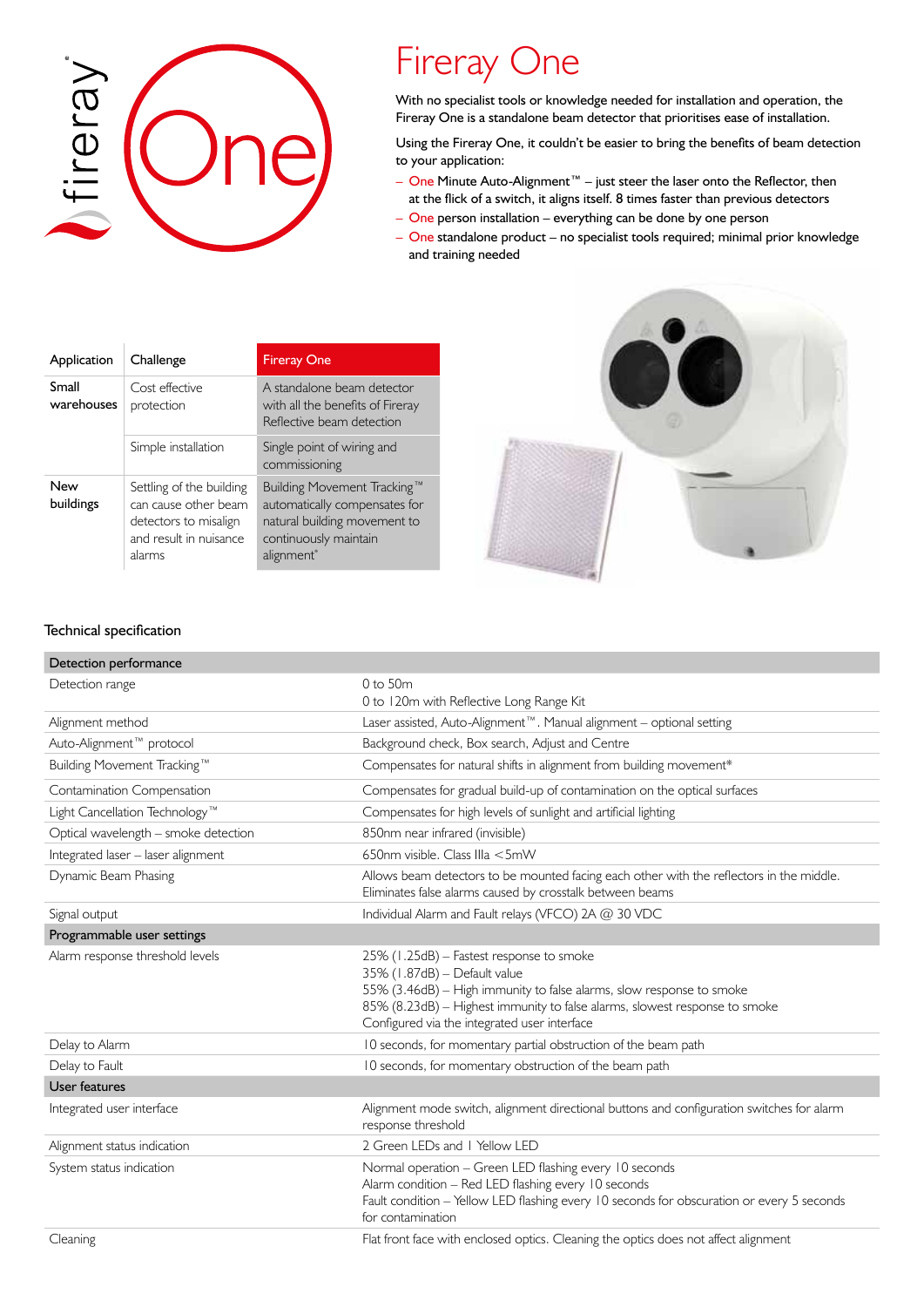# Fireray One

With no specialist tools or knowledge needed for installation and operation, the Fireray One is a standalone beam detector that prioritises ease of installation.

Using the Fireray One, it couldn't be easier to bring the benefits of beam detection to your application:

- One Minute Auto-Alignment™ – just steer the laser onto the Reflector, then at the flick of a switch, it aligns itself. 8 times faster than previous detectors
- One person installation – everything can be done by one person
- One standalone product – no specialist tools required; minimal prior knowledge and training needed

| Application | Challenge | Fireray One |
|---|---|---|
| Small warehouses | Cost effective protection | A standalone beam detector with all the benefits of Fireray Reflective beam detection |
| | Simple installation | Single point of wiring and commissioning |
| New buildings | Settling of the building can cause other beam detectors to misalign and result in nuisance alarms | Building Movement Tracking™ automatically compensates for natural building movement to continuously maintain alignment* |

## Technical specification

| Detection performance | |
|---|---|
| Detection range | 0 to 50m<br>0 to 120m with Reflective Long Range Kit |
| Alignment method | Laser assisted, Auto-Alignment™. Manual alignment – optional setting |
| Auto-Alignment™ protocol | Background check, Box search, Adjust and Centre |
| Building Movement Tracking™ | Compensates for natural shifts in alignment from building movement* |
| Contamination Compensation | Compensates for gradual build-up of contamination on the optical surfaces |
| Light Cancellation Technology™ | Compensates for high levels of sunlight and artificial lighting |
| Optical wavelength – smoke detection | 850nm near infrared (invisible) |
| Integrated laser – laser alignment | 650nm visible. Class IIIa <5mW |
| Dynamic Beam Phasing | Allows beam detectors to be mounted facing each other with the reflectors in the middle. Eliminates false alarms caused by crosstalk between beams |
| Signal output | Individual Alarm and Fault relays (VFCO) 2A @ 30 VDC |
| **Programmable user settings** | |
| Alarm response threshold levels | 25% (1.25dB) – Fastest response to smoke<br>35% (1.87dB) – Default value<br>55% (3.46dB) – High immunity to false alarms, slow response to smoke<br>85% (8.23dB) – Highest immunity to false alarms, slowest response to smoke<br>Configured via the integrated user interface |
| Delay to Alarm | 10 seconds, for momentary partial obstruction of the beam path |
| Delay to Fault | 10 seconds, for momentary obstruction of the beam path |
| **User features** | |
| Integrated user interface | Alignment mode switch, alignment directional buttons and configuration switches for alarm response threshold |
| Alignment status indication | 2 Green LEDs and 1 Yellow LED |
| System status indication | Normal operation – Green LED flashing every 10 seconds<br>Alarm condition – Red LED flashing every 10 seconds<br>Fault condition – Yellow LED flashing every 10 seconds for obscuration or every 5 seconds for contamination |
| Cleaning | Flat front face with enclosed optics. Cleaning the optics does not affect alignment |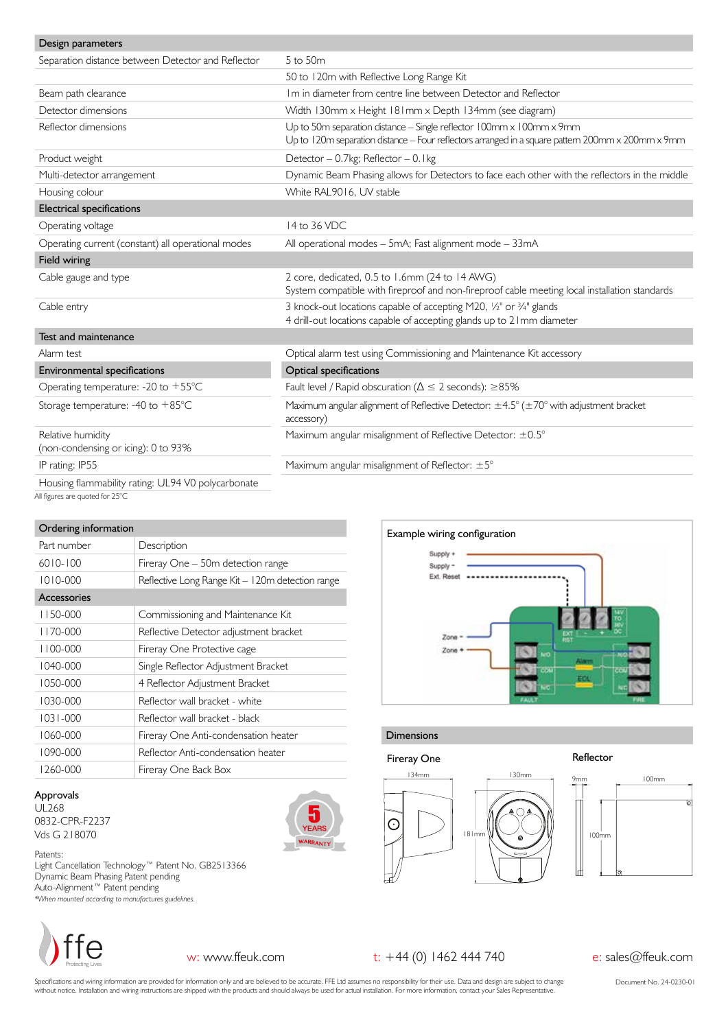| Design parameters | |
|---|---|
| Separation distance between Detector and Reflector | 5 to 50m |
| | 50 to 120m with Reflective Long Range Kit |
| Beam path clearance | 1m in diameter from centre line between Detector and Reflector |
| Detector dimensions | Width 130mm x Height 181mm x Depth 134mm (see diagram) |
| Reflector dimensions | Up to 50m separation distance – Single reflector 100mm x 100mm x 9mm<br>Up to 120m separation distance – Four reflectors arranged in a square pattern 200mm x 200mm x 9mm |
| Product weight | Detector – 0.7kg; Reflector – 0.1kg |
| Multi-detector arrangement | Dynamic Beam Phasing allows for Detectors to face each other with the reflectors in the middle |
| Housing colour | White RAL9016, UV stable |
| **Electrical specifications** | |
| Operating voltage | 14 to 36 VDC |
| Operating current (constant) all operational modes | All operational modes – 5mA; Fast alignment mode – 33mA |
| **Field wiring** | |
| Cable gauge and type | 2 core, dedicated, 0.5 to 1.6mm (24 to 14 AWG)<br>System compatible with fireproof and non-fireproof cable meeting local installation standards |
| Cable entry | 3 knock-out locations capable of accepting M20, ½" or ¾" glands<br>4 drill-out locations capable of accepting glands up to 21mm diameter |
| **Test and maintenance** | |
| Alarm test | Optical alarm test using Commissioning and Maintenance Kit accessory |

| Environmental specifications | Optical specifications |
|---|---|
| Operating temperature: -20 to +55°C | Fault level / Rapid obscuration (Δ ≤ 2 seconds): ≥85% |
| Storage temperature: -40 to +85°C | Maximum angular alignment of Reflective Detector: ±4.5° (±70° with adjustment bracket accessory) |
| Relative humidity (non-condensing or icing): 0 to 93% | Maximum angular misalignment of Reflective Detector: ±0.5° |
| IP rating: IP55 | Maximum angular misalignment of Reflector: ±5° |
| Housing flammability rating: UL94 V0 polycarbonate | |

All figures are quoted for 25°C

## Ordering information

| Part number | Description |
|---|---|
| 6010-100 | Fireray One – 50m detection range |
| 1010-000 | Reflective Long Range Kit – 120m detection range |
| **Accessories** | |
| 1150-000 | Commissioning and Maintenance Kit |
| 1170-000 | Reflective Detector adjustment bracket |
| 1100-000 | Fireray One Protective cage |
| 1040-000 | Single Reflector Adjustment Bracket |
| 1050-000 | 4 Reflector Adjustment Bracket |
| 1030-000 | Reflector wall bracket - white |
| 1031-000 | Reflector wall bracket - black |
| 1060-000 | Fireray One Anti-condensation heater |
| 1090-000 | Reflector Anti-condensation heater |
| 1260-000 | Fireray One Back Box |

## Example wiring configuration

Supply +
Supply -
Ext. Reset
Zone -
Zone +
14V TO 36V DC
EXT RST
N/O
COM
N/C
FAULT
Alarm
EOL
FIRE

## Approvals

UL268
0832-CPR-F2237
Vds G 218070

5 YEARS WARRANTY

Patents:
Light Cancellation Technology™ Patent No. GB2513366
Dynamic Beam Phasing Patent pending
Auto-Alignment™ Patent pending
*When mounted according to manufactures guidelines.*

## Dimensions

**Fireray One**

134mm
130mm
181mm

**Reflector**

9mm
100mm
100mm

ffe Protecting Lives

w: www.ffeuk.com t: +44 (0) 1462 444 740 e: sales@ffeuk.com

Specifications and wiring information are provided for information only and are believed to be accurate. FFE Ltd assumes no responsibility for their use. Data and design are subject to change without notice. Installation and wiring instructions are shipped with the products and should always be used for actual installation. For more information, contact your Sales Representative.

Document No. 24-0230-01